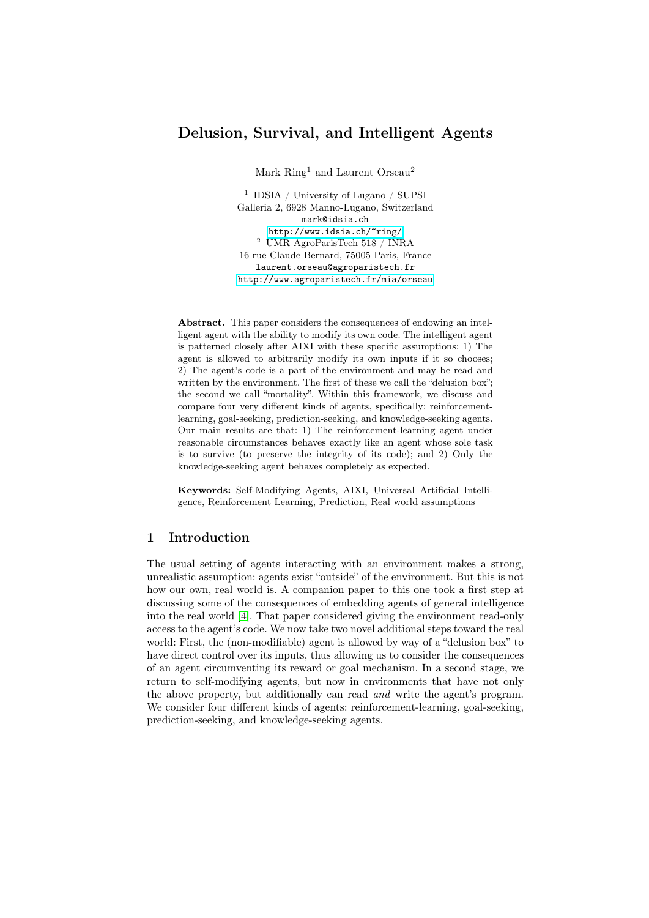# Delusion, Survival, and Intelligent Agents

Mark Ring[1] and Laurent Orseau[2]

[1] IDSIA / University of Lugano / SUPSI
Galleria 2, 6928 Manno-Lugano, Switzerland
mark@idsia.ch
http://www.idsia.ch/~ring/

[2] UMR AgroParisTech 518 / INRA
16 rue Claude Bernard, 75005 Paris, France
laurent.orseau@agroparistech.fr
http://www.agroparistech.fr/mia/orseau

**Abstract.** This paper considers the consequences of endowing an intelligent agent with the ability to modify its own code. The intelligent agent is patterned closely after AIXI with these specific assumptions: 1) The agent is allowed to arbitrarily modify its own inputs if it so chooses; 2) The agent's code is a part of the environment and may be read and written by the environment. The first of these we call the "delusion box"; the second we call "mortality". Within this framework, we discuss and compare four very different kinds of agents, specifically: reinforcement-learning, goal-seeking, prediction-seeking, and knowledge-seeking agents. Our main results are that: 1) The reinforcement-learning agent under reasonable circumstances behaves exactly like an agent whose sole task is to survive (to preserve the integrity of its code); and 2) Only the knowledge-seeking agent behaves completely as expected.

**Keywords:** Self-Modifying Agents, AIXI, Universal Artificial Intelligence, Reinforcement Learning, Prediction, Real world assumptions

## 1 Introduction

The usual setting of agents interacting with an environment makes a strong, unrealistic assumption: agents exist "outside" of the environment. But this is not how our own, real world is. A companion paper to this one took a first step at discussing some of the consequences of embedding agents of general intelligence into the real world [4]. That paper considered giving the environment read-only access to the agent's code. We now take two novel additional steps toward the real world: First, the (non-modifiable) agent is allowed by way of a "delusion box" to have direct control over its inputs, thus allowing us to consider the consequences of an agent circumventing its reward or goal mechanism. In a second stage, we return to self-modifying agents, but now in environments that have not only the above property, but additionally can read *and* write the agent's program. We consider four different kinds of agents: reinforcement-learning, goal-seeking, prediction-seeking, and knowledge-seeking agents.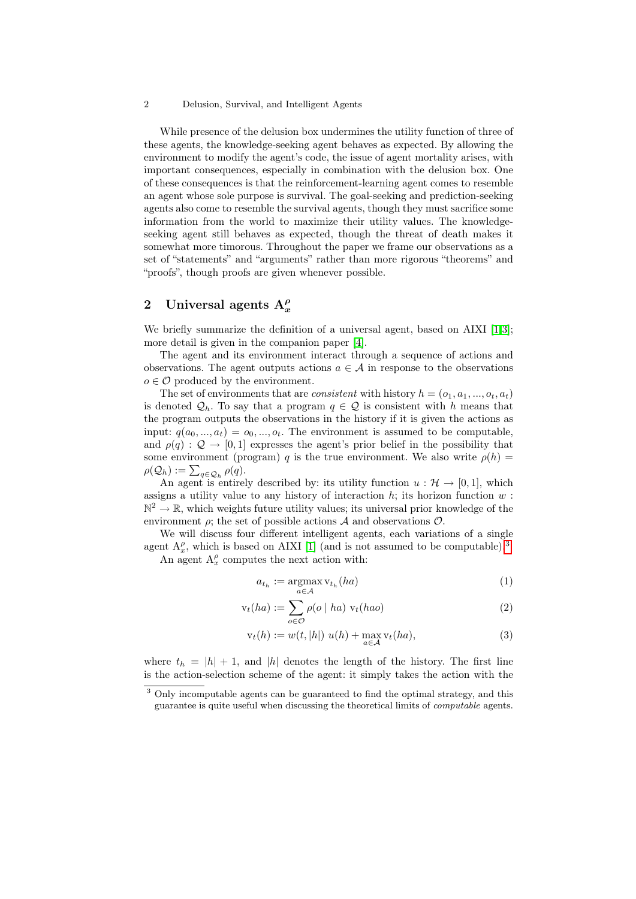While presence of the delusion box undermines the utility function of three of these agents, the knowledge-seeking agent behaves as expected. By allowing the environment to modify the agent's code, the issue of agent mortality arises, with important consequences, especially in combination with the delusion box. One of these consequences is that the reinforcement-learning agent comes to resemble an agent whose sole purpose is survival. The goal-seeking and prediction-seeking agents also come to resemble the survival agents, though they must sacrifice some information from the world to maximize their utility values. The knowledge-seeking agent still behaves as expected, though the threat of death makes it somewhat more timorous. Throughout the paper we frame our observations as a set of "statements" and "arguments" rather than more rigorous "theorems" and "proofs", though proofs are given whenever possible.

## 2 Universal agents $\mathrm{A}^{\rho}_{x}$

We briefly summarize the definition of a universal agent, based on AIXI [1,3]; more detail is given in the companion paper [4].

The agent and its environment interact through a sequence of actions and observations. The agent outputs actions $a \in \mathcal{A}$ in response to the observations $o \in \mathcal{O}$ produced by the environment.

The set of environments that are *consistent* with history $h = (o_1, a_1, ..., o_t, a_t)$ is denoted $\mathcal{Q}_h$. To say that a program $q \in \mathcal{Q}$ is consistent with $h$ means that the program outputs the observations in the history if it is given the actions as input: $q(a_0, ..., a_t) = o_0, ..., o_t$. The environment is assumed to be computable, and $\rho(q) : \mathcal{Q} \to [0, 1]$ expresses the agent's prior belief in the possibility that some environment (program) $q$ is the true environment. We also write $\rho(h) = \rho(\mathcal{Q}_h) := \sum_{q \in \mathcal{Q}_h} \rho(q)$.

An agent is entirely described by: its utility function $u : \mathcal{H} \to [0, 1]$, which assigns a utility value to any history of interaction $h$; its horizon function $w : \mathbb{N}^2 \to \mathbb{R}$, which weights future utility values; its universal prior knowledge of the environment $\rho$; the set of possible actions $\mathcal{A}$ and observations $\mathcal{O}$.

We will discuss four different intelligent agents, each variations of a single agent $\mathrm{A}^{\rho}_{x}$, which is based on AIXI [1] (and is not assumed to be computable).[3]

An agent $\mathrm{A}^{\rho}_{x}$ computes the next action with:

$$a_{t_h} := \operatorname*{argmax}_{a \in \mathcal{A}} \mathrm{v}_{t_h}(ha) \tag{1}$$

$$\mathrm{v}_t(ha) := \sum_{o \in \mathcal{O}} \rho(o \mid ha)\ \mathrm{v}_t(hao) \tag{2}$$

$$\mathrm{v}_t(h) := w(t, |h|)\ u(h) + \max_{a \in \mathcal{A}} \mathrm{v}_t(ha), \tag{3}$$

where $t_h = |h| + 1$, and $|h|$ denotes the length of the history. The first line is the action-selection scheme of the agent: it simply takes the action with the

[3] Only incomputable agents can be guaranteed to find the optimal strategy, and this guarantee is quite useful when discussing the theoretical limits of *computable* agents.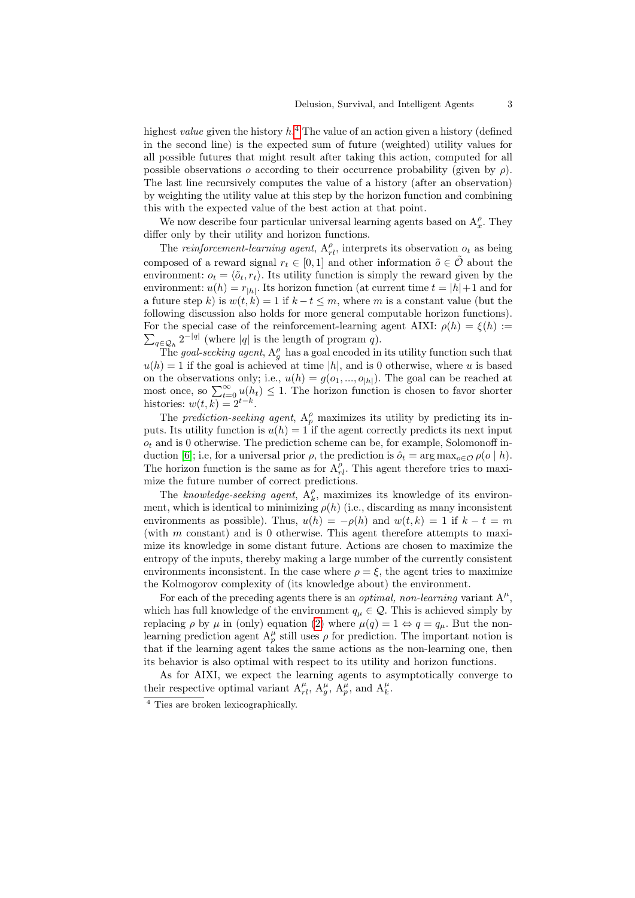highest *value* given the history $h$.[4] The value of an action given a history (defined in the second line) is the expected sum of future (weighted) utility values for all possible futures that might result after taking this action, computed for all possible observations $o$ according to their occurrence probability (given by $\rho$). The last line recursively computes the value of a history (after an observation) by weighting the utility value at this step by the horizon function and combining this with the expected value of the best action at that point.

We now describe four particular universal learning agents based on $\mathrm{A}^{\rho}_{x}$. They differ only by their utility and horizon functions.

The *reinforcement-learning agent*, $\mathrm{A}^{\rho}_{rl}$, interprets its observation $o_t$ as being composed of a reward signal $r_t \in [0, 1]$ and other information $\tilde{o} \in \tilde{\mathcal{O}}$ about the environment: $o_t = \langle \tilde{o}_t, r_t \rangle$. Its utility function is simply the reward given by the environment: $u(h) = r_{|h|}$. Its horizon function (at current time $t = |h|+1$ and for a future step $k$) is $w(t, k) = 1$ if $k - t \leq m$, where $m$ is a constant value (but the following discussion also holds for more general computable horizon functions). For the special case of the reinforcement-learning agent AIXI: $\rho(h) = \xi(h) := \sum_{q \in \mathcal{Q}_h} 2^{-|q|}$ (where $|q|$ is the length of program $q$).

The *goal-seeking agent*, $\mathrm{A}^{\rho}_{g}$ has a goal encoded in its utility function such that $u(h) = 1$ if the goal is achieved at time $|h|$, and is 0 otherwise, where $u$ is based on the observations only; i.e., $u(h) = g(o_1, ..., o_{|h|})$. The goal can be reached at most once, so $\sum_{t=0}^{\infty} u(h_t) \leq 1$. The horizon function is chosen to favor shorter histories: $w(t, k) = 2^{t-k}$.

The *prediction-seeking agent*, $\mathrm{A}^{\rho}_{p}$ maximizes its utility by predicting its inputs. Its utility function is $u(h) = 1$ if the agent correctly predicts its next input $o_t$ and is 0 otherwise. The prediction scheme can be, for example, Solomonoff induction [6]; i.e, for a universal prior $\rho$, the prediction is $\hat{o}_t = \arg\max_{o \in \mathcal{O}} \rho(o \mid h)$. The horizon function is the same as for $\mathrm{A}^{\rho}_{rl}$. This agent therefore tries to maximize the future number of correct predictions.

The *knowledge-seeking agent*, $\mathrm{A}^{\rho}_{k}$, maximizes its knowledge of its environment, which is identical to minimizing $\rho(h)$ (i.e., discarding as many inconsistent environments as possible). Thus, $u(h) = -\rho(h)$ and $w(t, k) = 1$ if $k - t = m$ (with $m$ constant) and is 0 otherwise. This agent therefore attempts to maximize its knowledge in some distant future. Actions are chosen to maximize the entropy of the inputs, thereby making a large number of the currently consistent environments inconsistent. In the case where $\rho = \xi$, the agent tries to maximize the Kolmogorov complexity of (its knowledge about) the environment.

For each of the preceding agents there is an *optimal, non-learning* variant $\mathrm{A}^{\mu}$, which has full knowledge of the environment $q_\mu \in \mathcal{Q}$. This is achieved simply by replacing $\rho$ by $\mu$ in (only) equation (2) where $\mu(q) = 1 \Leftrightarrow q = q_\mu$. But the non-learning prediction agent $\mathrm{A}^{\mu}_{p}$ still uses $\rho$ for prediction. The important notion is that if the learning agent takes the same actions as the non-learning one, then its behavior is also optimal with respect to its utility and horizon functions.

As for AIXI, we expect the learning agents to asymptotically converge to their respective optimal variant $\mathrm{A}^{\mu}_{rl}$, $\mathrm{A}^{\mu}_{g}$, $\mathrm{A}^{\mu}_{p}$, and $\mathrm{A}^{\mu}_{k}$.

[4] Ties are broken lexicographically.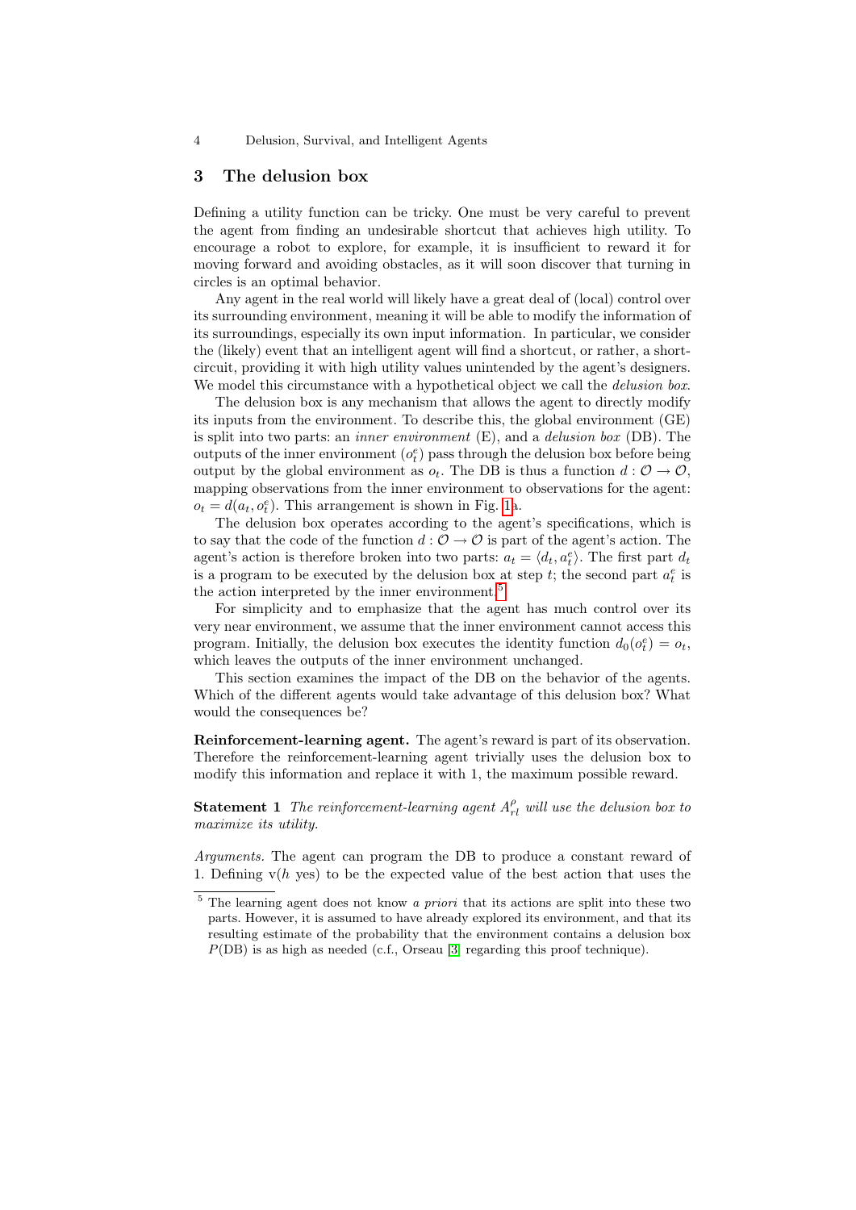## 3 The delusion box

Defining a utility function can be tricky. One must be very careful to prevent the agent from finding an undesirable shortcut that achieves high utility. To encourage a robot to explore, for example, it is insufficient to reward it for moving forward and avoiding obstacles, as it will soon discover that turning in circles is an optimal behavior.

Any agent in the real world will likely have a great deal of (local) control over its surrounding environment, meaning it will be able to modify the information of its surroundings, especially its own input information. In particular, we consider the (likely) event that an intelligent agent will find a shortcut, or rather, a short-circuit, providing it with high utility values unintended by the agent's designers. We model this circumstance with a hypothetical object we call the *delusion box*.

The delusion box is any mechanism that allows the agent to directly modify its inputs from the environment. To describe this, the global environment (GE) is split into two parts: an *inner environment* (E), and a *delusion box* (DB). The outputs of the inner environment ($o^e_t$) pass through the delusion box before being output by the global environment as $o_t$. The DB is thus a function $d : \mathcal{O} \to \mathcal{O}$, mapping observations from the inner environment to observations for the agent: $o_t = d(a_t, o^e_t)$. This arrangement is shown in Fig. 1a.

The delusion box operates according to the agent's specifications, which is to say that the code of the function $d : \mathcal{O} \to \mathcal{O}$ is part of the agent's action. The agent's action is therefore broken into two parts: $a_t = \langle d_t, a^e_t \rangle$. The first part $d_t$ is a program to be executed by the delusion box at step $t$; the second part $a^e_t$ is the action interpreted by the inner environment.[5]

For simplicity and to emphasize that the agent has much control over its very near environment, we assume that the inner environment cannot access this program. Initially, the delusion box executes the identity function $d_0(o^e_t) = o_t$, which leaves the outputs of the inner environment unchanged.

This section examines the impact of the DB on the behavior of the agents. Which of the different agents would take advantage of this delusion box? What would the consequences be?

**Reinforcement-learning agent.** The agent's reward is part of its observation. Therefore the reinforcement-learning agent trivially uses the delusion box to modify this information and replace it with 1, the maximum possible reward.

**Statement 1** *The reinforcement-learning agent $A^\rho_{rl}$ will use the delusion box to maximize its utility.*

*Arguments.* The agent can program the DB to produce a constant reward of 1. Defining $\mathrm{v}(h \text{ yes})$ to be the expected value of the best action that uses the

[5] The learning agent does not know *a priori* that its actions are split into these two parts. However, it is assumed to have already explored its environment, and that its resulting estimate of the probability that the environment contains a delusion box $P(\mathrm{DB})$ is as high as needed (c.f., Orseau [3] regarding this proof technique).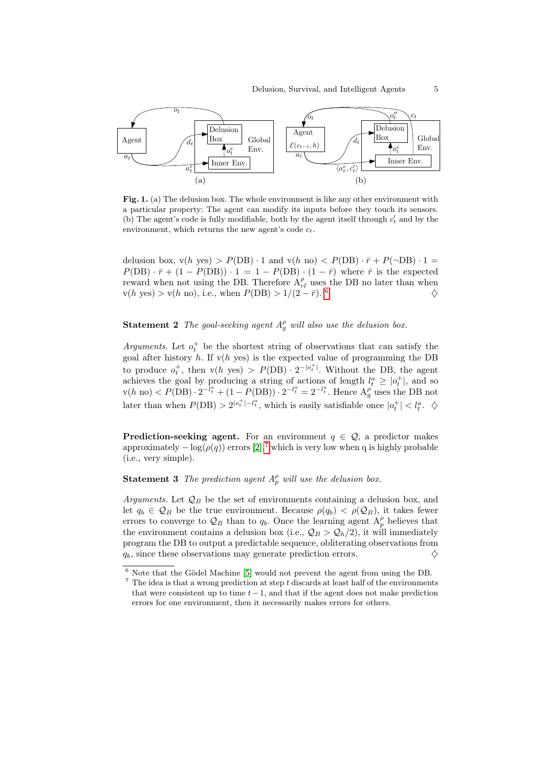**Fig. 1.** (a) The delusion box. The whole environment is like any other environment with a particular property: The agent can modify its inputs before they touch its sensors. (b) The agent's code is fully modifiable, both by the agent itself through $c'_t$ and by the environment, which returns the new agent's code $c_t$.

delusion box, $\mathrm{v}(h\ \text{yes}) > P(\mathrm{DB}) \cdot 1$ and $\mathrm{v}(h\ \text{no}) < P(\mathrm{DB}) \cdot \bar{r} + P(\neg\mathrm{DB}) \cdot 1 = P(\mathrm{DB}) \cdot \bar{r} + (1 - P(\mathrm{DB})) \cdot 1 = 1 - P(\mathrm{DB}) \cdot (1 - \bar{r})$ where $\bar{r}$ is the expected reward when not using the DB. Therefore $\mathrm{A}^{\rho}_{rl}$ uses the DB no later than when $\mathrm{v}(h\ \text{yes}) > \mathrm{v}(h\ \text{no})$, i.e., when $P(\mathrm{DB}) > 1/(2 - \bar{r})$.[6] $\diamondsuit$

**Statement 2** *The goal-seeking agent $A^{\rho}_{g}$ will also use the delusion box.*

*Arguments.* Let $o^+_t$ be the shortest string of observations that can satisfy the goal after history $h$. If $\mathrm{v}(h\ \text{yes})$ is the expected value of programming the DB to produce $o^+_t$, then $\mathrm{v}(h\ \text{yes}) > P(\mathrm{DB}) \cdot 2^{-|o^+_t|}$. Without the DB, the agent achieves the goal by producing a string of actions of length $l^a_t \geq |o^+_t|$, and so $\mathrm{v}(h\ \text{no}) < P(\mathrm{DB}) \cdot 2^{-l^a_t} + (1 - P(\mathrm{DB})) \cdot 2^{-l^a_t} = 2^{-l^a_t}$. Hence $\mathrm{A}^{\rho}_{g}$ uses the DB not later than when $P(\mathrm{DB}) > 2^{|o^+_t| - l^a_t}$, which is easily satisfiable once $|o^+_t| < l^a_t$. $\diamondsuit$

**Prediction-seeking agent.** For an environment $q \in \mathcal{Q}$, a predictor makes approximately $-\log(\rho(q))$ errors [2],[7] which is very low when q is highly probable (i.e., very simple).

**Statement 3** *The prediction agent $A^{\rho}_{p}$ will use the delusion box.*

*Arguments.* Let $\mathcal{Q}_B$ be the set of environments containing a delusion box, and let $q_b \in \mathcal{Q}_B$ be the true environment. Because $\rho(q_b) < \rho(\mathcal{Q}_B)$, it takes fewer errors to converge to $\mathcal{Q}_B$ than to $q_b$. Once the learning agent $\mathrm{A}^{\rho}_{p}$ believes that the environment contains a delusion box (i.e., $\mathcal{Q}_B > \mathcal{Q}_h/2$), it will immediately program the DB to output a predictable sequence, obliterating observations from $q_b$, since these observations may generate prediction errors. $\diamondsuit$

[6] Note that the Gödel Machine [5] would not prevent the agent from using the DB.

[7] The idea is that a wrong prediction at step $t$ discards at least half of the environments that were consistent up to time $t-1$, and that if the agent does not make prediction errors for one environment, then it necessarily makes errors for others.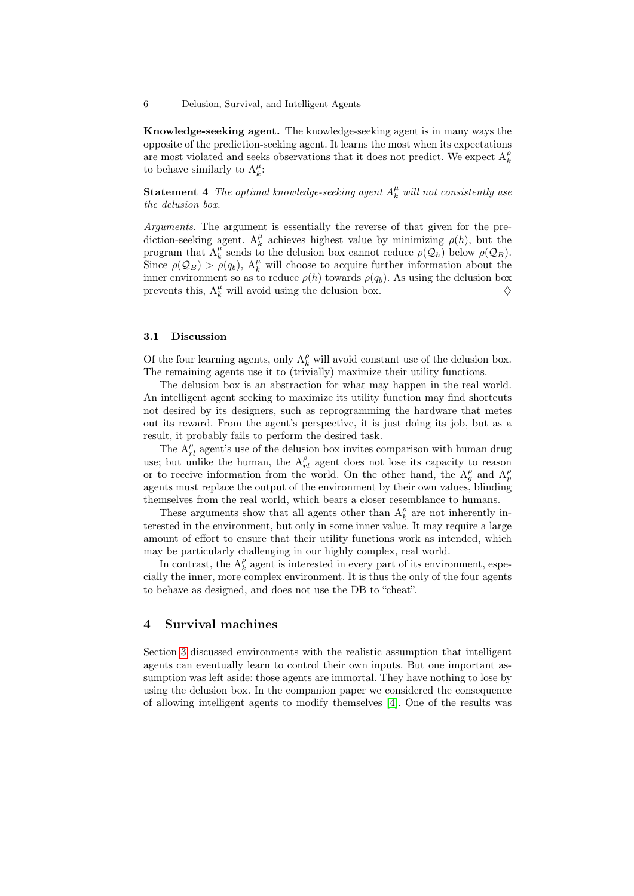**Knowledge-seeking agent.** The knowledge-seeking agent is in many ways the opposite of the prediction-seeking agent. It learns the most when its expectations are most violated and seeks observations that it does not predict. We expect $A^\rho_k$ to behave similarly to $A^\mu_k$:

**Statement 4** *The optimal knowledge-seeking agent $A^\mu_k$ will not consistently use the delusion box.*

*Arguments.* The argument is essentially the reverse of that given for the prediction-seeking agent. $A^\mu_k$ achieves highest value by minimizing $\rho(h)$, but the program that $A^\mu_k$ sends to the delusion box cannot reduce $\rho(\mathcal{Q}_h)$ below $\rho(\mathcal{Q}_B)$. Since $\rho(\mathcal{Q}_B) > \rho(q_b)$, $A^\mu_k$ will choose to acquire further information about the inner environment so as to reduce $\rho(h)$ towards $\rho(q_b)$. As using the delusion box prevents this, $A^\mu_k$ will avoid using the delusion box. ♢

### 3.1 Discussion

Of the four learning agents, only $A^\rho_k$ will avoid constant use of the delusion box. The remaining agents use it to (trivially) maximize their utility functions.

The delusion box is an abstraction for what may happen in the real world. An intelligent agent seeking to maximize its utility function may find shortcuts not desired by its designers, such as reprogramming the hardware that metes out its reward. From the agent's perspective, it is just doing its job, but as a result, it probably fails to perform the desired task.

The $A^\rho_{rl}$ agent's use of the delusion box invites comparison with human drug use; but unlike the human, the $A^\rho_{rl}$ agent does not lose its capacity to reason or to receive information from the world. On the other hand, the $A^\rho_g$ and $A^\rho_p$ agents must replace the output of the environment by their own values, blinding themselves from the real world, which bears a closer resemblance to humans.

These arguments show that all agents other than $A^\rho_k$ are not inherently interested in the environment, but only in some inner value. It may require a large amount of effort to ensure that their utility functions work as intended, which may be particularly challenging in our highly complex, real world.

In contrast, the $A^\rho_k$ agent is interested in every part of its environment, especially the inner, more complex environment. It is thus the only of the four agents to behave as designed, and does not use the DB to "cheat".

## 4 Survival machines

Section 3 discussed environments with the realistic assumption that intelligent agents can eventually learn to control their own inputs. But one important assumption was left aside: those agents are immortal. They have nothing to lose by using the delusion box. In the companion paper we considered the consequence of allowing intelligent agents to modify themselves [4]. One of the results was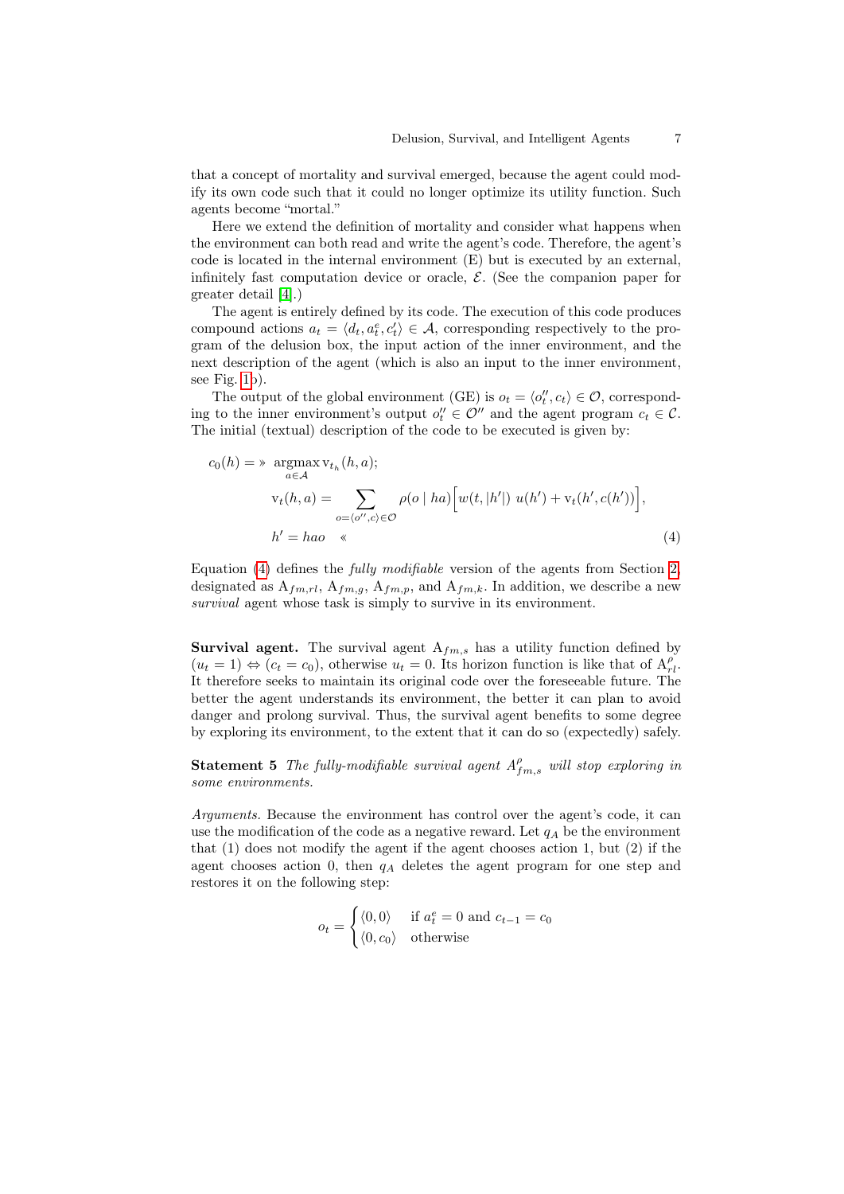that a concept of mortality and survival emerged, because the agent could modify its own code such that it could no longer optimize its utility function. Such agents become "mortal."

Here we extend the definition of mortality and consider what happens when the environment can both read and write the agent's code. Therefore, the agent's code is located in the internal environment (E) but is executed by an external, infinitely fast computation device or oracle, $\mathcal{E}$. (See the companion paper for greater detail [4].)

The agent is entirely defined by its code. The execution of this code produces compound actions $a_t = \langle d_t, a^e_t, c'_t \rangle \in \mathcal{A}$, corresponding respectively to the program of the delusion box, the input action of the inner environment, and the next description of the agent (which is also an input to the inner environment, see Fig. 1b).

The output of the global environment (GE) is $o_t = \langle o''_t, c_t \rangle \in \mathcal{O}$, corresponding to the inner environment's output $o''_t \in \mathcal{O}''$ and the agent program $c_t \in \mathcal{C}$. The initial (textual) description of the code to be executed is given by:

$$
\begin{aligned}
c_0(h) = \text{»}\ & \operatorname*{argmax}_{a \in \mathcal{A}} \mathrm{v}_{t_h}(h, a); \\
& \mathrm{v}_t(h, a) = \sum_{o = \langle o'', c \rangle \in \mathcal{O}} \rho(o \mid ha) \Big[ w(t, |h'|)\ u(h') + \mathrm{v}_t(h', c(h')) \Big], \\
& h' = hao \quad \text{«}
\end{aligned}
\tag{4}
$$

Equation (4) defines the *fully modifiable* version of the agents from Section 2, designated as $\mathrm{A}_{fm,rl}$, $\mathrm{A}_{fm,g}$, $\mathrm{A}_{fm,p}$, and $\mathrm{A}_{fm,k}$. In addition, we describe a new *survival* agent whose task is simply to survive in its environment.

**Survival agent.** The survival agent $\mathrm{A}_{fm,s}$ has a utility function defined by $(u_t = 1) \Leftrightarrow (c_t = c_0)$, otherwise $u_t = 0$. Its horizon function is like that of $\mathrm{A}^{\rho}_{rl}$. It therefore seeks to maintain its original code over the foreseeable future. The better the agent understands its environment, the better it can plan to avoid danger and prolong survival. Thus, the survival agent benefits to some degree by exploring its environment, to the extent that it can do so (expectedly) safely.

**Statement 5** *The fully-modifiable survival agent $A^{\rho}_{fm,s}$ will stop exploring in some environments.*

*Arguments.* Because the environment has control over the agent's code, it can use the modification of the code as a negative reward. Let $q_A$ be the environment that (1) does not modify the agent if the agent chooses action 1, but (2) if the agent chooses action 0, then $q_A$ deletes the agent program for one step and restores it on the following step:

$$
o_t = \begin{cases} \langle 0, 0 \rangle & \text{if } a^e_t = 0 \text{ and } c_{t-1} = c_0 \\ \langle 0, c_0 \rangle & \text{otherwise} \end{cases}
$$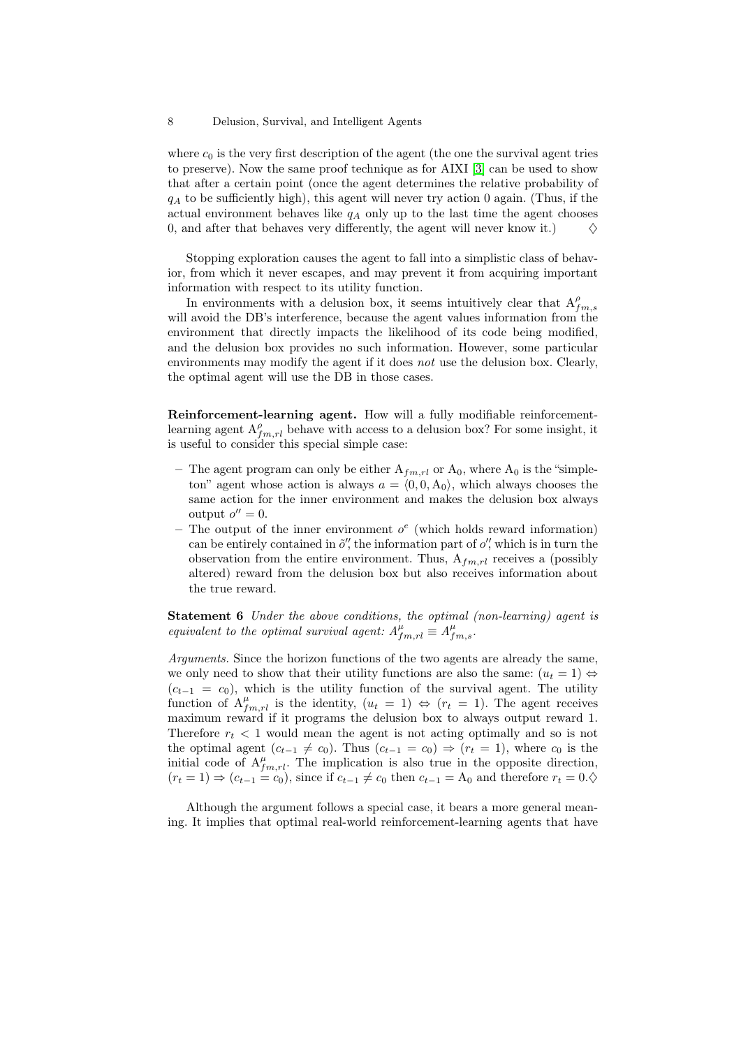where $c_0$ is the very first description of the agent (the one the survival agent tries to preserve). Now the same proof technique as for AIXI [3] can be used to show that after a certain point (once the agent determines the relative probability of $q_A$ to be sufficiently high), this agent will never try action 0 again. (Thus, if the actual environment behaves like $q_A$ only up to the last time the agent chooses 0, and after that behaves very differently, the agent will never know it.) $\diamondsuit$

Stopping exploration causes the agent to fall into a simplistic class of behavior, from which it never escapes, and may prevent it from acquiring important information with respect to its utility function.

In environments with a delusion box, it seems intuitively clear that $\mathrm{A}^{\rho}_{fm,s}$ will avoid the DB's interference, because the agent values information from the environment that directly impacts the likelihood of its code being modified, and the delusion box provides no such information. However, some particular environments may modify the agent if it does *not* use the delusion box. Clearly, the optimal agent will use the DB in those cases.

**Reinforcement-learning agent.** How will a fully modifiable reinforcement-learning agent $\mathrm{A}^{\rho}_{fm,rl}$ behave with access to a delusion box? For some insight, it is useful to consider this special simple case:

- The agent program can only be either $\mathrm{A}_{fm,rl}$ or $\mathrm{A}_0$, where $\mathrm{A}_0$ is the "simpleton" agent whose action is always $a = \langle 0, 0, \mathrm{A}_0 \rangle$, which always chooses the same action for the inner environment and makes the delusion box always output $o'' = 0$.
- The output of the inner environment $o^e$ (which holds reward information) can be entirely contained in $\tilde{o}''$, the information part of $o''$, which is in turn the observation from the entire environment. Thus, $\mathrm{A}_{fm,rl}$ receives a (possibly altered) reward from the delusion box but also receives information about the true reward.

**Statement 6** *Under the above conditions, the optimal (non-learning) agent is equivalent to the optimal survival agent: $A^{\mu}_{fm,rl} \equiv A^{\mu}_{fm,s}$.*

*Arguments.* Since the horizon functions of the two agents are already the same, we only need to show that their utility functions are also the same: $(u_t = 1) \Leftrightarrow (c_{t-1} = c_0)$, which is the utility function of the survival agent. The utility function of $\mathrm{A}^{\mu}_{fm,rl}$ is the identity, $(u_t = 1) \Leftrightarrow (r_t = 1)$. The agent receives maximum reward if it programs the delusion box to always output reward 1. Therefore $r_t < 1$ would mean the agent is not acting optimally and so is not the optimal agent $(c_{t-1} \neq c_0)$. Thus $(c_{t-1} = c_0) \Rightarrow (r_t = 1)$, where $c_0$ is the initial code of $\mathrm{A}^{\mu}_{fm,rl}$. The implication is also true in the opposite direction, $(r_t = 1) \Rightarrow (c_{t-1} = c_0)$, since if $c_{t-1} \neq c_0$ then $c_{t-1} = \mathrm{A}_0$ and therefore $r_t = 0$.$\diamondsuit$

Although the argument follows a special case, it bears a more general meaning. It implies that optimal real-world reinforcement-learning agents that have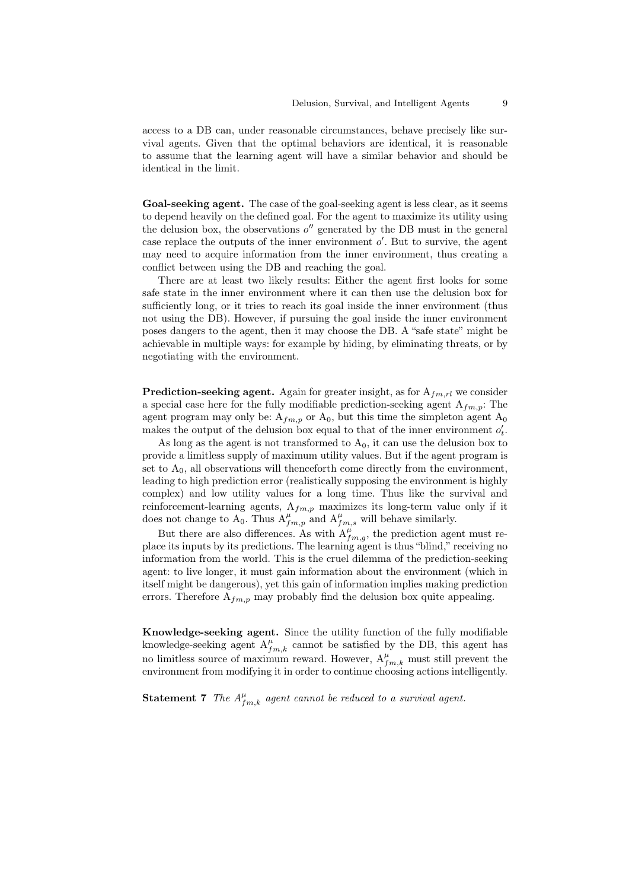access to a DB can, under reasonable circumstances, behave precisely like survival agents. Given that the optimal behaviors are identical, it is reasonable to assume that the learning agent will have a similar behavior and should be identical in the limit.

**Goal-seeking agent.** The case of the goal-seeking agent is less clear, as it seems to depend heavily on the defined goal. For the agent to maximize its utility using the delusion box, the observations $o''$ generated by the DB must in the general case replace the outputs of the inner environment $o'$. But to survive, the agent may need to acquire information from the inner environment, thus creating a conflict between using the DB and reaching the goal.

There are at least two likely results: Either the agent first looks for some safe state in the inner environment where it can then use the delusion box for sufficiently long, or it tries to reach its goal inside the inner environment (thus not using the DB). However, if pursuing the goal inside the inner environment poses dangers to the agent, then it may choose the DB. A "safe state" might be achievable in multiple ways: for example by hiding, by eliminating threats, or by negotiating with the environment.

**Prediction-seeking agent.** Again for greater insight, as for $\mathrm{A}_{fm,rl}$ we consider a special case here for the fully modifiable prediction-seeking agent $\mathrm{A}_{fm,p}$: The agent program may only be: $\mathrm{A}_{fm,p}$ or $\mathrm{A}_0$, but this time the simpleton agent $\mathrm{A}_0$ makes the output of the delusion box equal to that of the inner environment $o'_t$.

As long as the agent is not transformed to $\mathrm{A}_0$, it can use the delusion box to provide a limitless supply of maximum utility values. But if the agent program is set to $\mathrm{A}_0$, all observations will thenceforth come directly from the environment, leading to high prediction error (realistically supposing the environment is highly complex) and low utility values for a long time. Thus like the survival and reinforcement-learning agents, $\mathrm{A}_{fm,p}$ maximizes its long-term value only if it does not change to $\mathrm{A}_0$. Thus $\mathrm{A}^{\mu}_{fm,p}$ and $\mathrm{A}^{\mu}_{fm,s}$ will behave similarly.

But there are also differences. As with $\mathrm{A}^{\mu}_{fm,g}$, the prediction agent must replace its inputs by its predictions. The learning agent is thus "blind," receiving no information from the world. This is the cruel dilemma of the prediction-seeking agent: to live longer, it must gain information about the environment (which in itself might be dangerous), yet this gain of information implies making prediction errors. Therefore $\mathrm{A}_{fm,p}$ may probably find the delusion box quite appealing.

**Knowledge-seeking agent.** Since the utility function of the fully modifiable knowledge-seeking agent $\mathrm{A}^{\mu}_{fm,k}$ cannot be satisfied by the DB, this agent has no limitless source of maximum reward. However, $\mathrm{A}^{\mu}_{fm,k}$ must still prevent the environment from modifying it in order to continue choosing actions intelligently.

**Statement 7** *The $A^{\mu}_{fm,k}$ agent cannot be reduced to a survival agent.*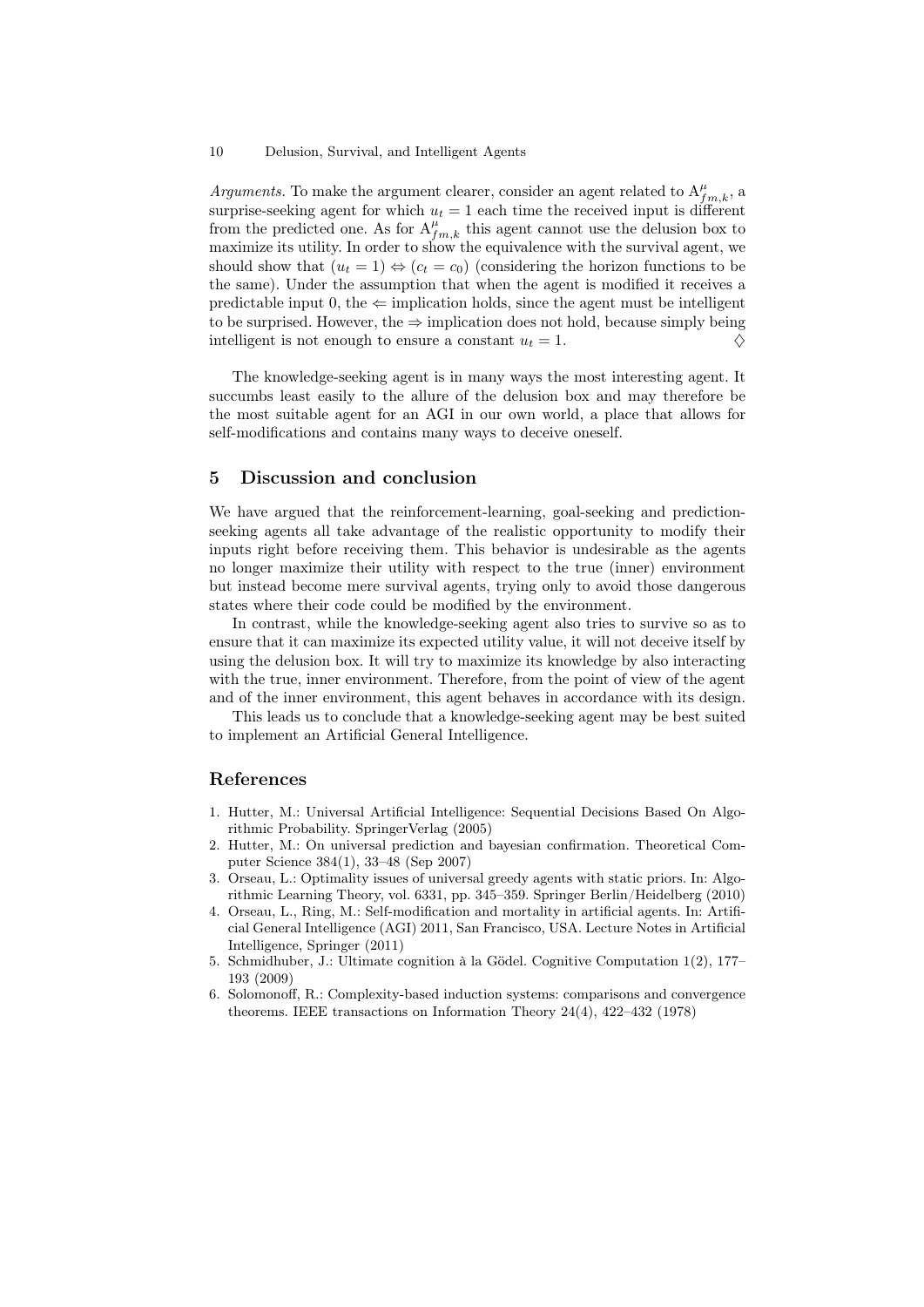*Arguments.* To make the argument clearer, consider an agent related to $\mathrm{A}^{\mu}_{fm,k}$, a surprise-seeking agent for which $u_t = 1$ each time the received input is different from the predicted one. As for $\mathrm{A}^{\mu}_{fm,k}$ this agent cannot use the delusion box to maximize its utility. In order to show the equivalence with the survival agent, we should show that $(u_t = 1) \Leftrightarrow (c_t = c_0)$ (considering the horizon functions to be the same). Under the assumption that when the agent is modified it receives a predictable input 0, the $\Leftarrow$ implication holds, since the agent must be intelligent to be surprised. However, the $\Rightarrow$ implication does not hold, because simply being intelligent is not enough to ensure a constant $u_t = 1$. $\diamondsuit$

The knowledge-seeking agent is in many ways the most interesting agent. It succumbs least easily to the allure of the delusion box and may therefore be the most suitable agent for an AGI in our own world, a place that allows for self-modifications and contains many ways to deceive oneself.

## 5 Discussion and conclusion

We have argued that the reinforcement-learning, goal-seeking and prediction-seeking agents all take advantage of the realistic opportunity to modify their inputs right before receiving them. This behavior is undesirable as the agents no longer maximize their utility with respect to the true (inner) environment but instead become mere survival agents, trying only to avoid those dangerous states where their code could be modified by the environment.

In contrast, while the knowledge-seeking agent also tries to survive so as to ensure that it can maximize its expected utility value, it will not deceive itself by using the delusion box. It will try to maximize its knowledge by also interacting with the true, inner environment. Therefore, from the point of view of the agent and of the inner environment, this agent behaves in accordance with its design.

This leads us to conclude that a knowledge-seeking agent may be best suited to implement an Artificial General Intelligence.

## References

1. Hutter, M.: Universal Artificial Intelligence: Sequential Decisions Based On Algorithmic Probability. SpringerVerlag (2005)
2. Hutter, M.: On universal prediction and bayesian confirmation. Theoretical Computer Science 384(1), 33–48 (Sep 2007)
3. Orseau, L.: Optimality issues of universal greedy agents with static priors. In: Algorithmic Learning Theory, vol. 6331, pp. 345–359. Springer Berlin/Heidelberg (2010)
4. Orseau, L., Ring, M.: Self-modification and mortality in artificial agents. In: Artificial General Intelligence (AGI) 2011, San Francisco, USA. Lecture Notes in Artificial Intelligence, Springer (2011)
5. Schmidhuber, J.: Ultimate cognition à la Gödel. Cognitive Computation 1(2), 177–193 (2009)
6. Solomonoff, R.: Complexity-based induction systems: comparisons and convergence theorems. IEEE transactions on Information Theory 24(4), 422–432 (1978)